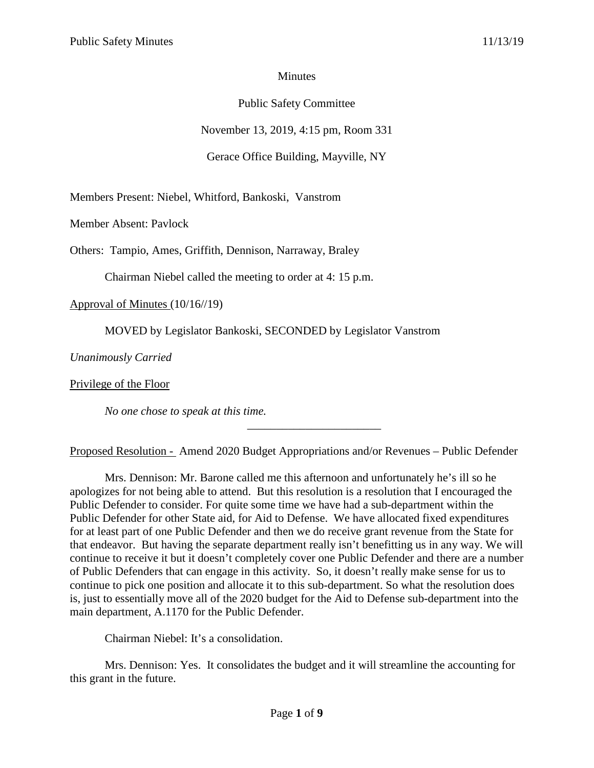Minutes

Public Safety Committee

November 13, 2019, 4:15 pm, Room 331

Gerace Office Building, Mayville, NY

Members Present: Niebel, Whitford, Bankoski, Vanstrom

Member Absent: Pavlock

Others: Tampio, Ames, Griffith, Dennison, Narraway, Braley

Chairman Niebel called the meeting to order at 4: 15 p.m.

<u>Approval of Minutes</u> (10/16//19)

MOVED by Legislator Bankoski, SECONDED by Legislator Vanstrom

*Unanimously Carried*

<u>Privilege of the Floor</u>

*No one chose to speak at this time.*

---

<u>Proposed Resolution -</u> Amend 2020 Budget Appropriations and/or Revenues – Public Defender

Mrs. Dennison: Mr. Barone called me this afternoon and unfortunately he's ill so he apologizes for not being able to attend. But this resolution is a resolution that I encouraged the Public Defender to consider. For quite some time we have had a sub-department within the Public Defender for other State aid, for Aid to Defense. We have allocated fixed expenditures for at least part of one Public Defender and then we do receive grant revenue from the State for that endeavor. But having the separate department really isn't benefitting us in any way. We will continue to receive it but it doesn't completely cover one Public Defender and there are a number of Public Defenders that can engage in this activity. So, it doesn't really make sense for us to continue to pick one position and allocate it to this sub-department. So what the resolution does is, just to essentially move all of the 2020 budget for the Aid to Defense sub-department into the main department, A.1170 for the Public Defender.

Chairman Niebel: It's a consolidation.

Mrs. Dennison: Yes. It consolidates the budget and it will streamline the accounting for this grant in the future.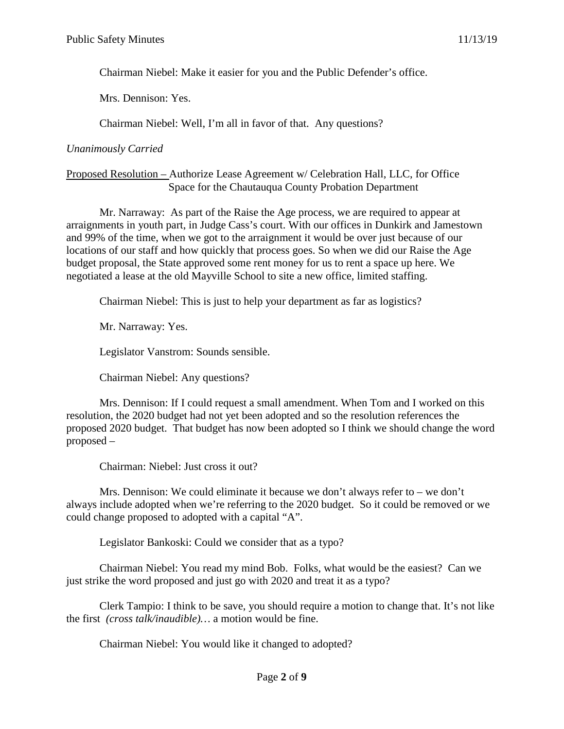Chairman Niebel: Make it easier for you and the Public Defender's office.

Mrs. Dennison: Yes.

Chairman Niebel: Well, I'm all in favor of that. Any questions?

*Unanimously Carried*

<u>Proposed Resolution –</u> Authorize Lease Agreement w/ Celebration Hall, LLC, for Office Space for the Chautauqua County Probation Department

Mr. Narraway: As part of the Raise the Age process, we are required to appear at arraignments in youth part, in Judge Cass's court. With our offices in Dunkirk and Jamestown and 99% of the time, when we got to the arraignment it would be over just because of our locations of our staff and how quickly that process goes. So when we did our Raise the Age budget proposal, the State approved some rent money for us to rent a space up here. We negotiated a lease at the old Mayville School to site a new office, limited staffing.

Chairman Niebel: This is just to help your department as far as logistics?

Mr. Narraway: Yes.

Legislator Vanstrom: Sounds sensible.

Chairman Niebel: Any questions?

Mrs. Dennison: If I could request a small amendment. When Tom and I worked on this resolution, the 2020 budget had not yet been adopted and so the resolution references the proposed 2020 budget. That budget has now been adopted so I think we should change the word proposed –

Chairman: Niebel: Just cross it out?

Mrs. Dennison: We could eliminate it because we don't always refer to – we don't always include adopted when we're referring to the 2020 budget. So it could be removed or we could change proposed to adopted with a capital "A".

Legislator Bankoski: Could we consider that as a typo?

Chairman Niebel: You read my mind Bob. Folks, what would be the easiest? Can we just strike the word proposed and just go with 2020 and treat it as a typo?

Clerk Tampio: I think to be save, you should require a motion to change that. It's not like the first *(cross talk/inaudible)…* a motion would be fine.

Chairman Niebel: You would like it changed to adopted?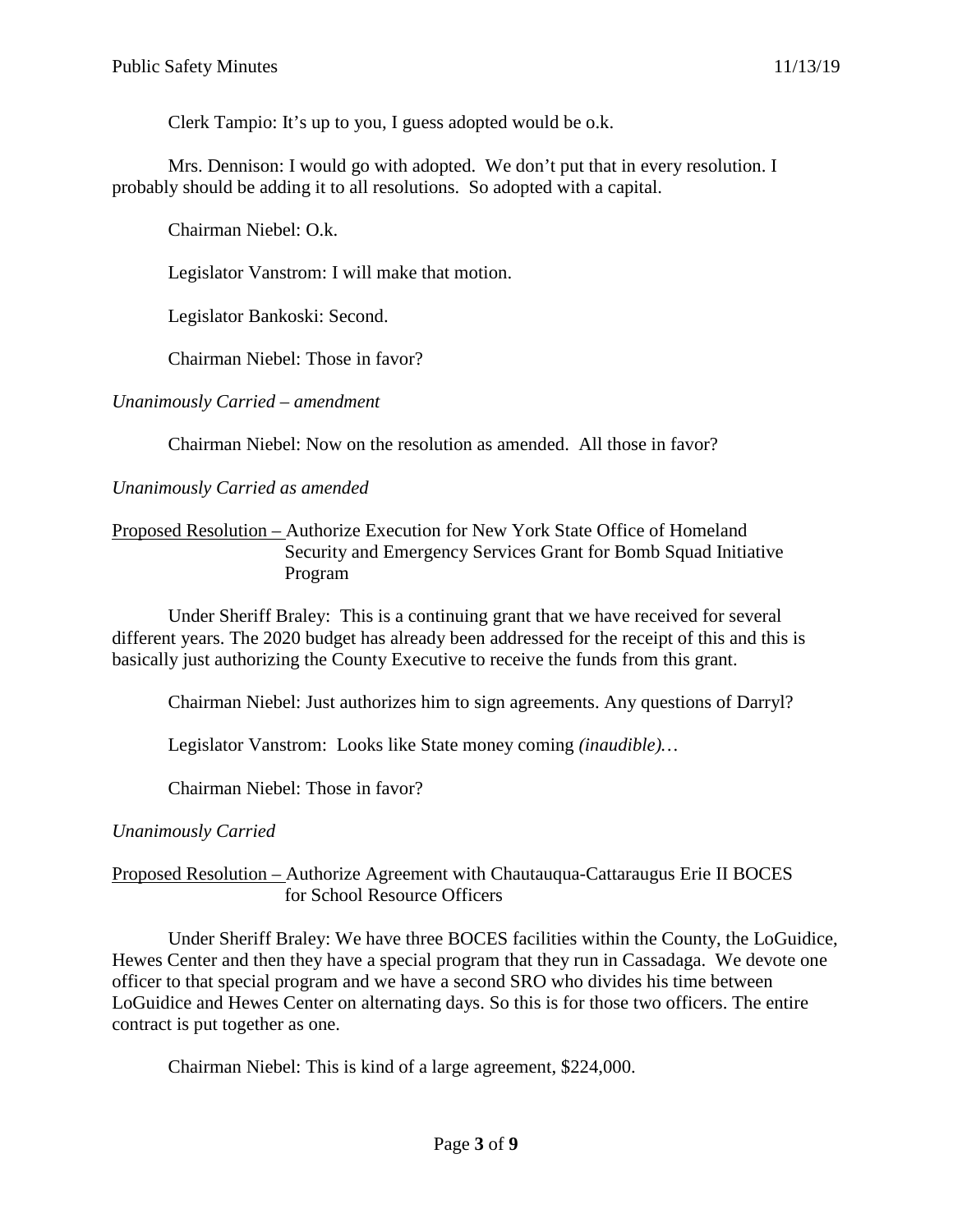Clerk Tampio: It's up to you, I guess adopted would be o.k.

Mrs. Dennison: I would go with adopted. We don't put that in every resolution. I probably should be adding it to all resolutions. So adopted with a capital.

Chairman Niebel: O.k.

Legislator Vanstrom: I will make that motion.

Legislator Bankoski: Second.

Chairman Niebel: Those in favor?

*Unanimously Carried – amendment*

Chairman Niebel: Now on the resolution as amended. All those in favor?

*Unanimously Carried as amended*

<u>Proposed Resolution –</u> Authorize Execution for New York State Office of Homeland Security and Emergency Services Grant for Bomb Squad Initiative Program

Under Sheriff Braley: This is a continuing grant that we have received for several different years. The 2020 budget has already been addressed for the receipt of this and this is basically just authorizing the County Executive to receive the funds from this grant.

Chairman Niebel: Just authorizes him to sign agreements. Any questions of Darryl?

Legislator Vanstrom: Looks like State money coming *(inaudible)…*

Chairman Niebel: Those in favor?

*Unanimously Carried*

<u>Proposed Resolution –</u> Authorize Agreement with Chautauqua-Cattaraugus Erie II BOCES for School Resource Officers

Under Sheriff Braley: We have three BOCES facilities within the County, the LoGuidice, Hewes Center and then they have a special program that they run in Cassadaga. We devote one officer to that special program and we have a second SRO who divides his time between LoGuidice and Hewes Center on alternating days. So this is for those two officers. The entire contract is put together as one.

Chairman Niebel: This is kind of a large agreement, $224,000.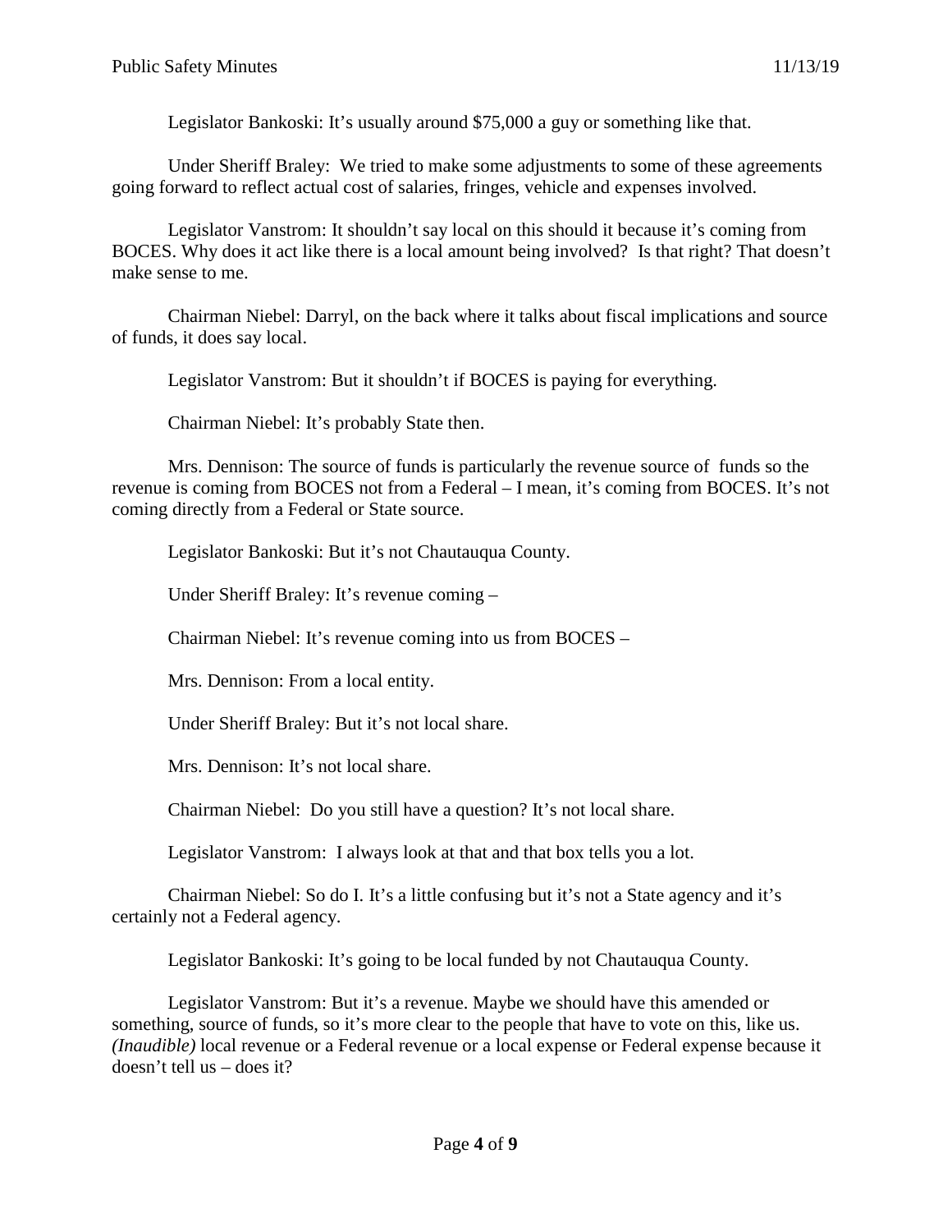Legislator Bankoski: It's usually around $75,000 a guy or something like that.

Under Sheriff Braley: We tried to make some adjustments to some of these agreements going forward to reflect actual cost of salaries, fringes, vehicle and expenses involved.

Legislator Vanstrom: It shouldn't say local on this should it because it's coming from BOCES. Why does it act like there is a local amount being involved? Is that right? That doesn't make sense to me.

Chairman Niebel: Darryl, on the back where it talks about fiscal implications and source of funds, it does say local.

Legislator Vanstrom: But it shouldn't if BOCES is paying for everything.

Chairman Niebel: It's probably State then.

Mrs. Dennison: The source of funds is particularly the revenue source of funds so the revenue is coming from BOCES not from a Federal – I mean, it's coming from BOCES. It's not coming directly from a Federal or State source.

Legislator Bankoski: But it's not Chautauqua County.

Under Sheriff Braley: It's revenue coming –

Chairman Niebel: It's revenue coming into us from BOCES –

Mrs. Dennison: From a local entity.

Under Sheriff Braley: But it's not local share.

Mrs. Dennison: It's not local share.

Chairman Niebel: Do you still have a question? It's not local share.

Legislator Vanstrom: I always look at that and that box tells you a lot.

Chairman Niebel: So do I. It's a little confusing but it's not a State agency and it's certainly not a Federal agency.

Legislator Bankoski: It's going to be local funded by not Chautauqua County.

Legislator Vanstrom: But it's a revenue. Maybe we should have this amended or something, source of funds, so it's more clear to the people that have to vote on this, like us. *(Inaudible)* local revenue or a Federal revenue or a local expense or Federal expense because it doesn't tell us – does it?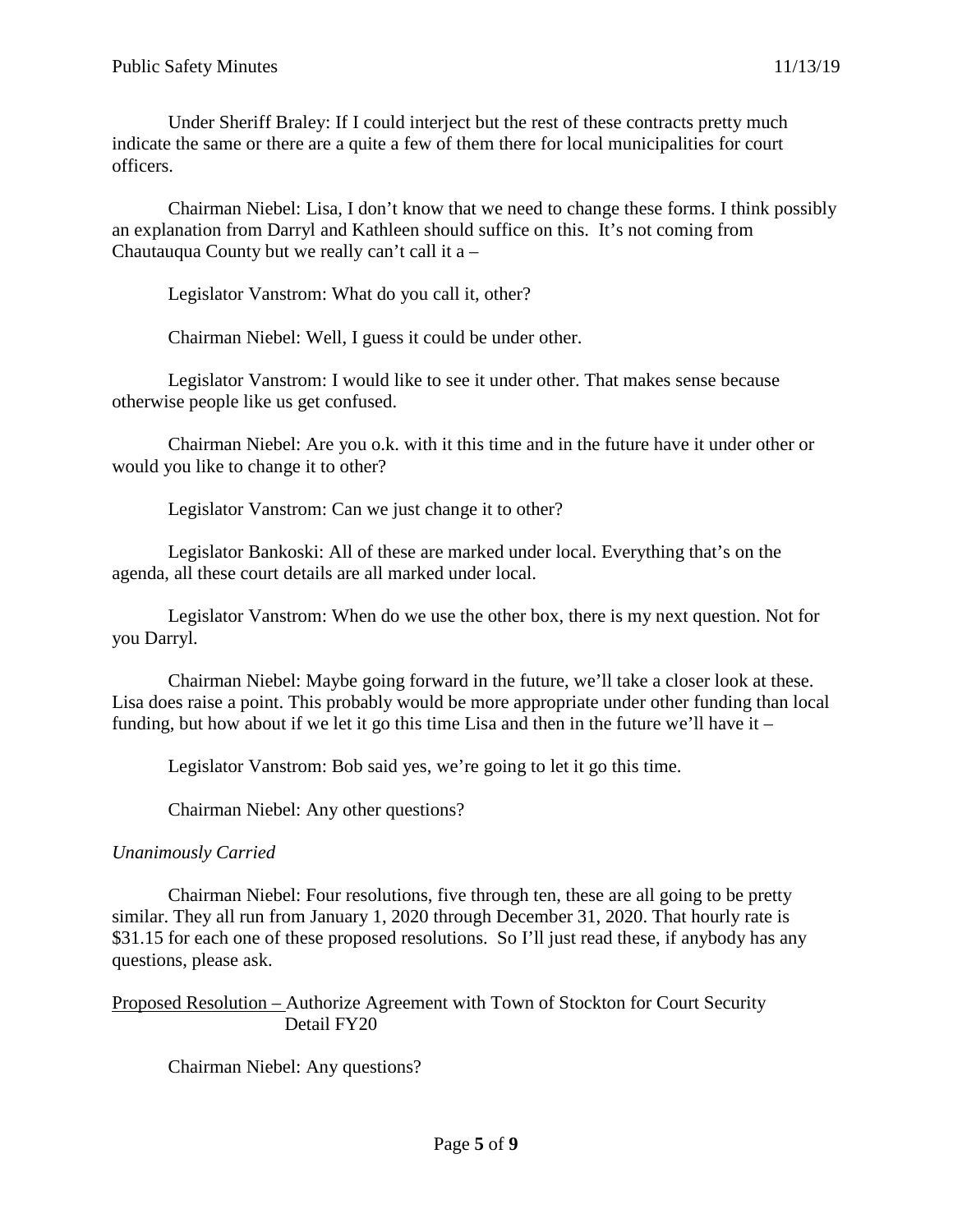Under Sheriff Braley: If I could interject but the rest of these contracts pretty much indicate the same or there are a quite a few of them there for local municipalities for court officers.

Chairman Niebel: Lisa, I don't know that we need to change these forms. I think possibly an explanation from Darryl and Kathleen should suffice on this. It's not coming from Chautauqua County but we really can't call it a –

Legislator Vanstrom: What do you call it, other?

Chairman Niebel: Well, I guess it could be under other.

Legislator Vanstrom: I would like to see it under other. That makes sense because otherwise people like us get confused.

Chairman Niebel: Are you o.k. with it this time and in the future have it under other or would you like to change it to other?

Legislator Vanstrom: Can we just change it to other?

Legislator Bankoski: All of these are marked under local. Everything that's on the agenda, all these court details are all marked under local.

Legislator Vanstrom: When do we use the other box, there is my next question. Not for you Darryl.

Chairman Niebel: Maybe going forward in the future, we'll take a closer look at these. Lisa does raise a point. This probably would be more appropriate under other funding than local funding, but how about if we let it go this time Lisa and then in the future we'll have it –

Legislator Vanstrom: Bob said yes, we're going to let it go this time.

Chairman Niebel: Any other questions?

*Unanimously Carried*

Chairman Niebel: Four resolutions, five through ten, these are all going to be pretty similar. They all run from January 1, 2020 through December 31, 2020. That hourly rate is $31.15 for each one of these proposed resolutions. So I'll just read these, if anybody has any questions, please ask.

<u>Proposed Resolution –</u> Authorize Agreement with Town of Stockton for Court Security Detail FY20

Chairman Niebel: Any questions?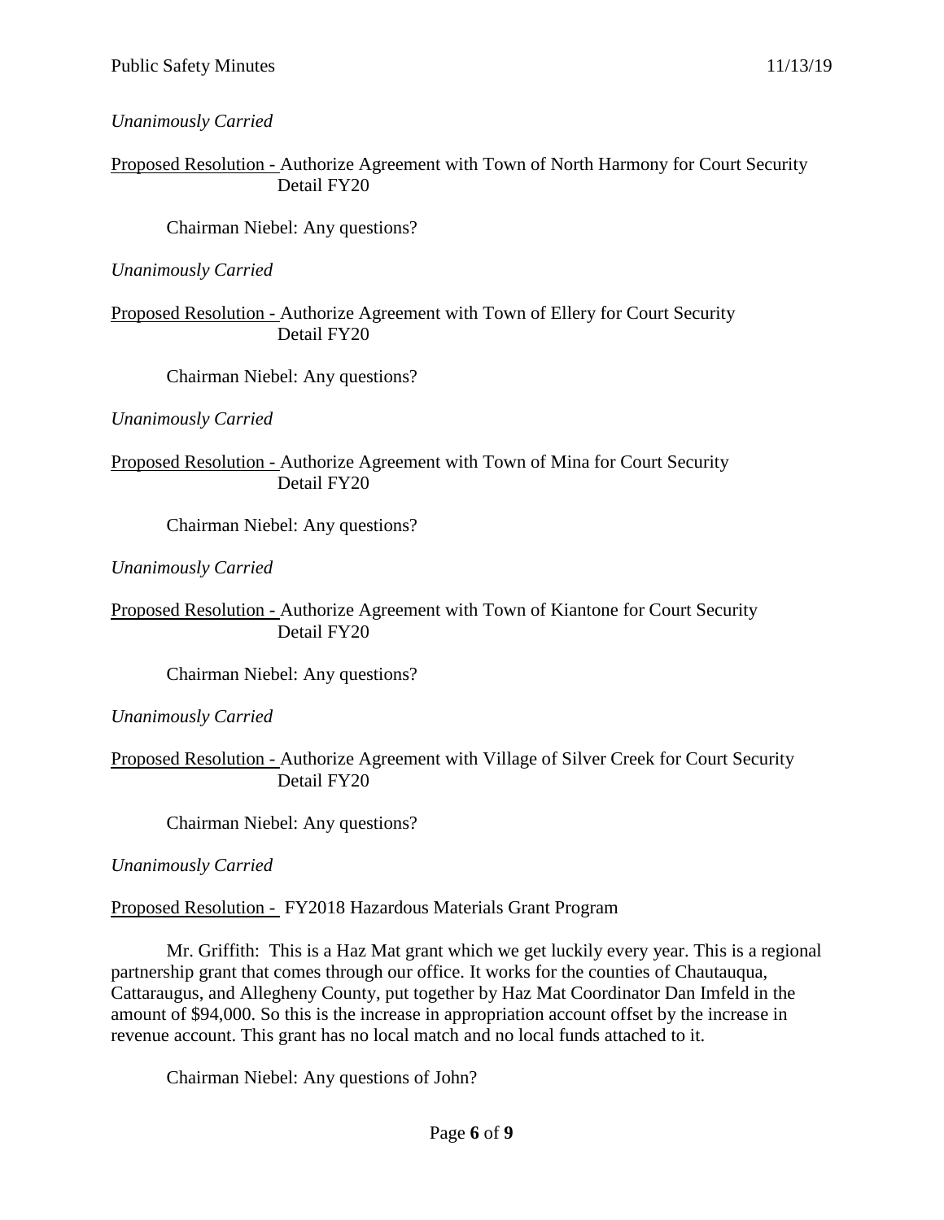*Unanimously Carried*

Proposed Resolution - Authorize Agreement with Town of North Harmony for Court Security Detail FY20

Chairman Niebel: Any questions?

*Unanimously Carried*

Proposed Resolution - Authorize Agreement with Town of Ellery for Court Security Detail FY20

Chairman Niebel: Any questions?

*Unanimously Carried*

Proposed Resolution - Authorize Agreement with Town of Mina for Court Security Detail FY20

Chairman Niebel: Any questions?

*Unanimously Carried*

Proposed Resolution - Authorize Agreement with Town of Kiantone for Court Security Detail FY20

Chairman Niebel: Any questions?

*Unanimously Carried*

Proposed Resolution - Authorize Agreement with Village of Silver Creek for Court Security Detail FY20

Chairman Niebel: Any questions?

*Unanimously Carried*

Proposed Resolution - FY2018 Hazardous Materials Grant Program

Mr. Griffith: This is a Haz Mat grant which we get luckily every year. This is a regional partnership grant that comes through our office. It works for the counties of Chautauqua, Cattaraugus, and Allegheny County, put together by Haz Mat Coordinator Dan Imfeld in the amount of $94,000. So this is the increase in appropriation account offset by the increase in revenue account. This grant has no local match and no local funds attached to it.

Chairman Niebel: Any questions of John?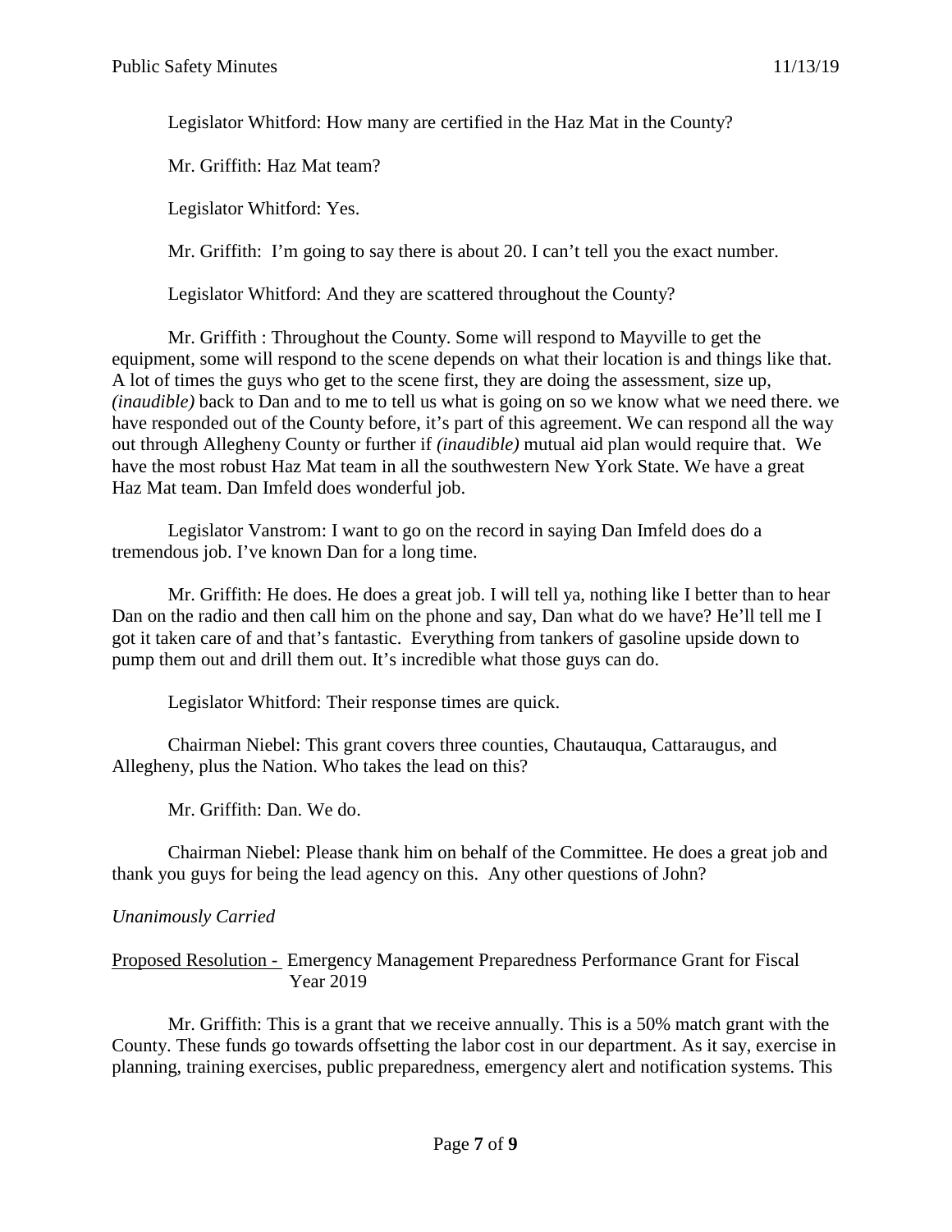Legislator Whitford: How many are certified in the Haz Mat in the County?

Mr. Griffith: Haz Mat team?

Legislator Whitford: Yes.

Mr. Griffith: I'm going to say there is about 20. I can't tell you the exact number.

Legislator Whitford: And they are scattered throughout the County?

Mr. Griffith : Throughout the County. Some will respond to Mayville to get the equipment, some will respond to the scene depends on what their location is and things like that. A lot of times the guys who get to the scene first, they are doing the assessment, size up, *(inaudible)* back to Dan and to me to tell us what is going on so we know what we need there. we have responded out of the County before, it's part of this agreement. We can respond all the way out through Allegheny County or further if *(inaudible)* mutual aid plan would require that. We have the most robust Haz Mat team in all the southwestern New York State. We have a great Haz Mat team. Dan Imfeld does wonderful job.

Legislator Vanstrom: I want to go on the record in saying Dan Imfeld does do a tremendous job. I've known Dan for a long time.

Mr. Griffith: He does. He does a great job. I will tell ya, nothing like I better than to hear Dan on the radio and then call him on the phone and say, Dan what do we have? He'll tell me I got it taken care of and that's fantastic. Everything from tankers of gasoline upside down to pump them out and drill them out. It's incredible what those guys can do.

Legislator Whitford: Their response times are quick.

Chairman Niebel: This grant covers three counties, Chautauqua, Cattaraugus, and Allegheny, plus the Nation. Who takes the lead on this?

Mr. Griffith: Dan. We do.

Chairman Niebel: Please thank him on behalf of the Committee. He does a great job and thank you guys for being the lead agency on this. Any other questions of John?

*Unanimously Carried*

Proposed Resolution - Emergency Management Preparedness Performance Grant for Fiscal Year 2019

Mr. Griffith: This is a grant that we receive annually. This is a 50% match grant with the County. These funds go towards offsetting the labor cost in our department. As it say, exercise in planning, training exercises, public preparedness, emergency alert and notification systems. This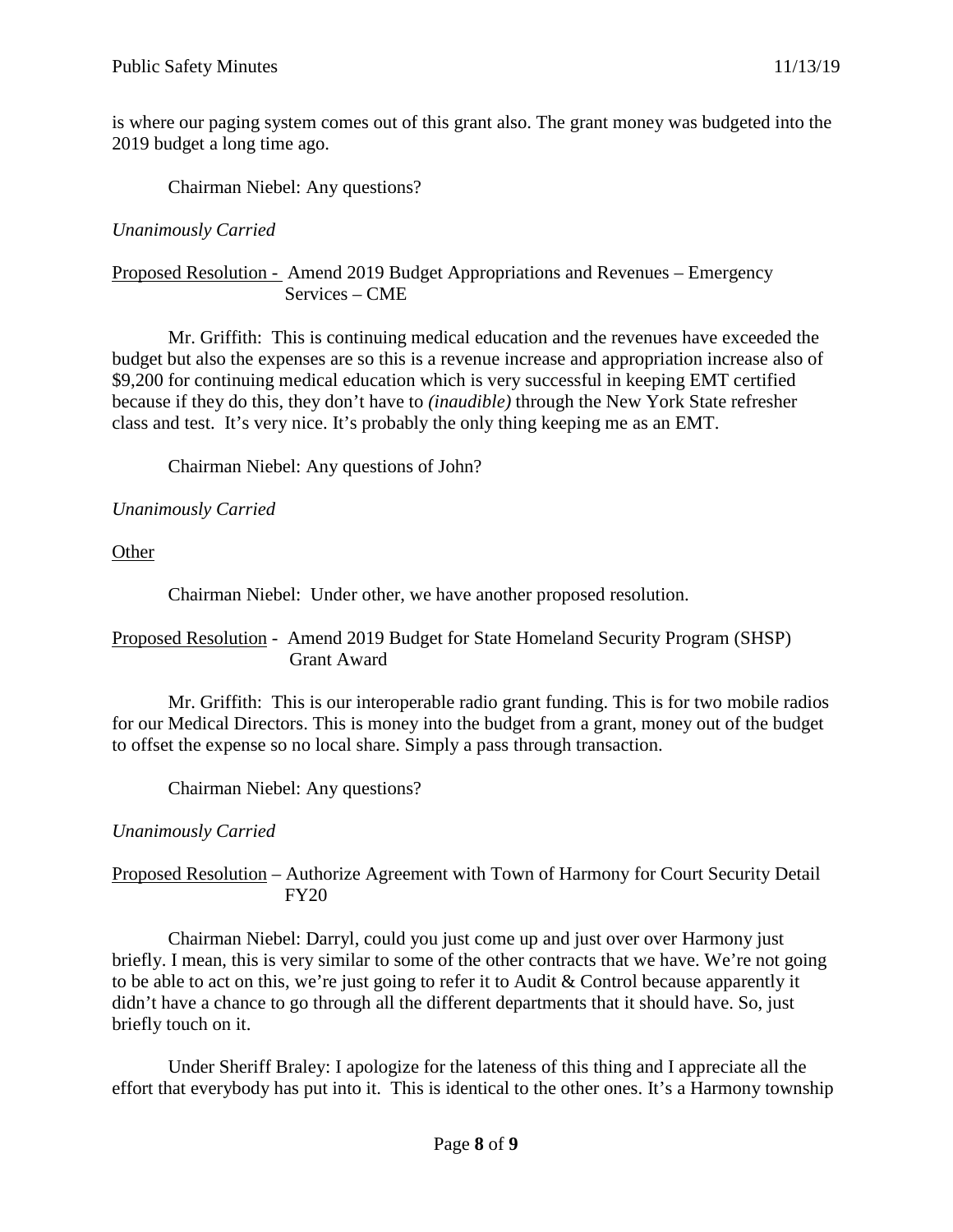is where our paging system comes out of this grant also. The grant money was budgeted into the 2019 budget a long time ago.

Chairman Niebel: Any questions?

*Unanimously Carried*

Proposed Resolution - Amend 2019 Budget Appropriations and Revenues – Emergency Services – CME

Mr. Griffith: This is continuing medical education and the revenues have exceeded the budget but also the expenses are so this is a revenue increase and appropriation increase also of $9,200 for continuing medical education which is very successful in keeping EMT certified because if they do this, they don't have to *(inaudible)* through the New York State refresher class and test. It's very nice. It's probably the only thing keeping me as an EMT.

Chairman Niebel: Any questions of John?

*Unanimously Carried*

Other

Chairman Niebel: Under other, we have another proposed resolution.

Proposed Resolution - Amend 2019 Budget for State Homeland Security Program (SHSP) Grant Award

Mr. Griffith: This is our interoperable radio grant funding. This is for two mobile radios for our Medical Directors. This is money into the budget from a grant, money out of the budget to offset the expense so no local share. Simply a pass through transaction.

Chairman Niebel: Any questions?

*Unanimously Carried*

Proposed Resolution – Authorize Agreement with Town of Harmony for Court Security Detail FY20

Chairman Niebel: Darryl, could you just come up and just over over Harmony just briefly. I mean, this is very similar to some of the other contracts that we have. We're not going to be able to act on this, we're just going to refer it to Audit & Control because apparently it didn't have a chance to go through all the different departments that it should have. So, just briefly touch on it.

Under Sheriff Braley: I apologize for the lateness of this thing and I appreciate all the effort that everybody has put into it. This is identical to the other ones. It's a Harmony township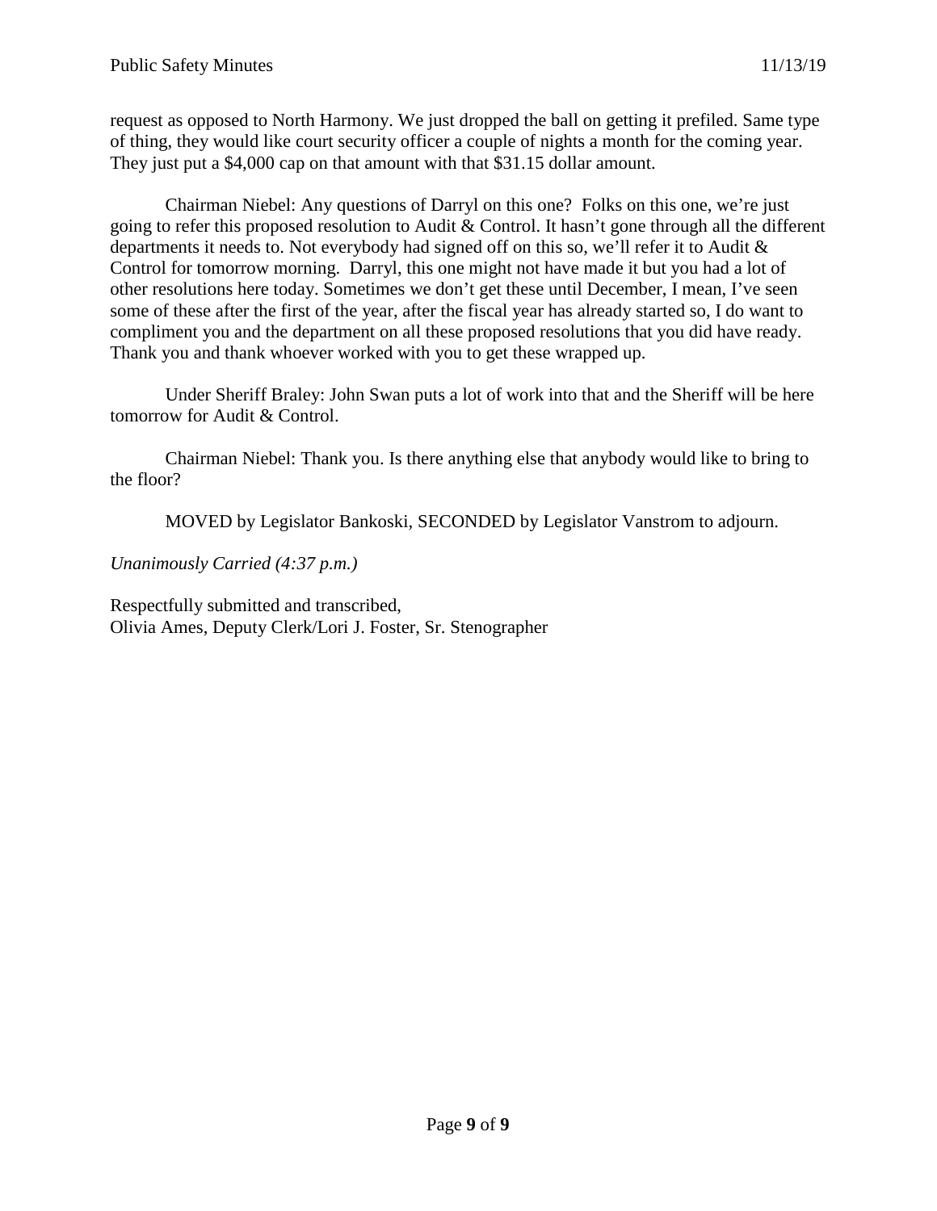request as opposed to North Harmony. We just dropped the ball on getting it prefiled. Same type of thing, they would like court security officer a couple of nights a month for the coming year. They just put a $4,000 cap on that amount with that $31.15 dollar amount.

Chairman Niebel: Any questions of Darryl on this one? Folks on this one, we're just going to refer this proposed resolution to Audit & Control. It hasn't gone through all the different departments it needs to. Not everybody had signed off on this so, we'll refer it to Audit & Control for tomorrow morning. Darryl, this one might not have made it but you had a lot of other resolutions here today. Sometimes we don't get these until December, I mean, I've seen some of these after the first of the year, after the fiscal year has already started so, I do want to compliment you and the department on all these proposed resolutions that you did have ready. Thank you and thank whoever worked with you to get these wrapped up.

Under Sheriff Braley: John Swan puts a lot of work into that and the Sheriff will be here tomorrow for Audit & Control.

Chairman Niebel: Thank you. Is there anything else that anybody would like to bring to the floor?

MOVED by Legislator Bankoski, SECONDED by Legislator Vanstrom to adjourn.

*Unanimously Carried (4:37 p.m.)*

Respectfully submitted and transcribed,
Olivia Ames, Deputy Clerk/Lori J. Foster, Sr. Stenographer